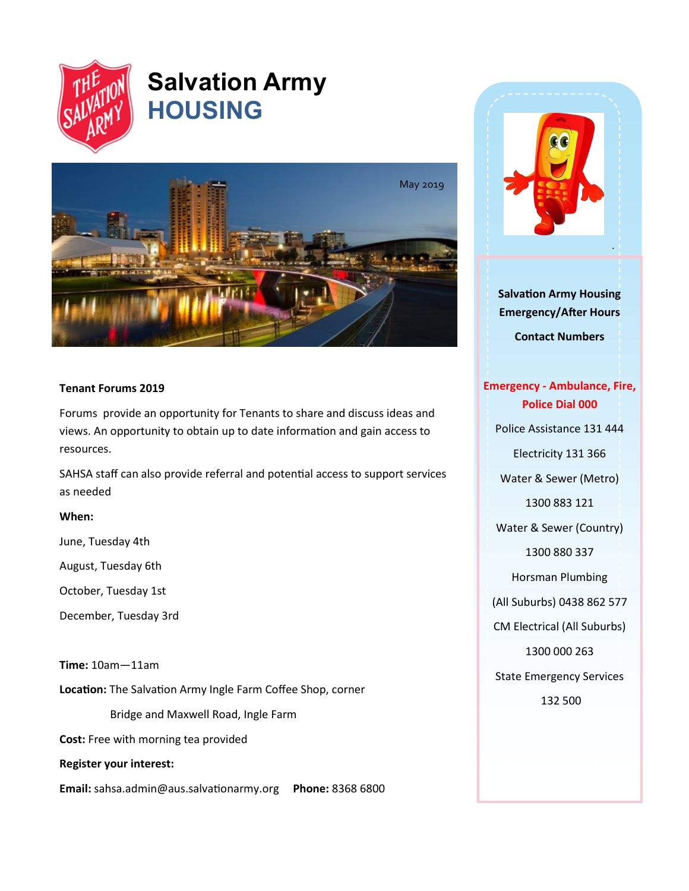# Salvation Army HOUSING

May 2019

## Tenant Forums 2019

Forums provide an opportunity for Tenants to share and discuss ideas and views. An opportunity to obtain up to date information and gain access to resources.

SAHSA staff can also provide referral and potential access to support services as needed

**When:**

June, Tuesday 4th

August, Tuesday 6th

October, Tuesday 1st

December, Tuesday 3rd

**Time:** 10am—11am

**Location:** The Salvation Army Ingle Farm Coffee Shop, corner Bridge and Maxwell Road, Ingle Farm

**Cost:** Free with morning tea provided

**Register your interest:**

**Email:** sahsa.admin@aus.salvationarmy.org **Phone:** 8368 6800

**Salvation Army Housing Emergency/After Hours**

**Contact Numbers**

**Emergency - Ambulance, Fire, Police Dial 000**

Police Assistance 131 444

Electricity 131 366

Water & Sewer (Metro) 1300 883 121

Water & Sewer (Country) 1300 880 337

Horsman Plumbing (All Suburbs) 0438 862 577

CM Electrical (All Suburbs) 1300 000 263

State Emergency Services 132 500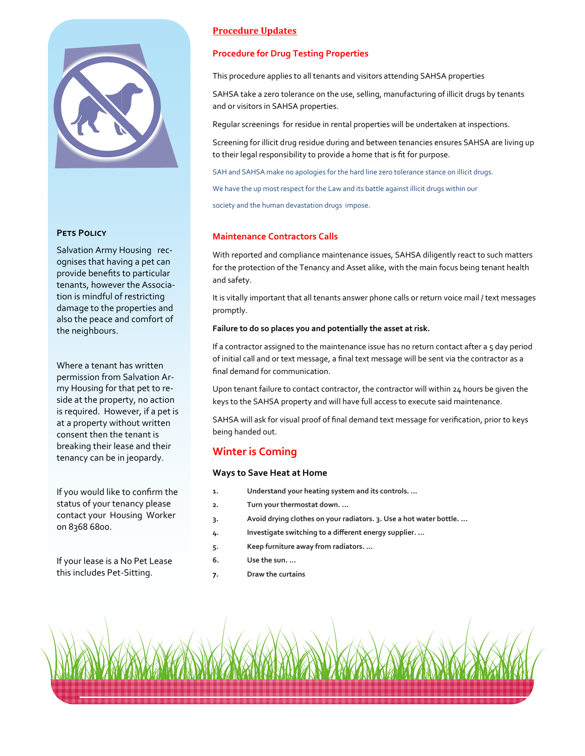## Pets Policy

Salvation Army Housing recognises that having a pet can provide benefits to particular tenants, however the Association is mindful of restricting damage to the properties and also the peace and comfort of the neighbours.

Where a tenant has written permission from Salvation Army Housing for that pet to reside at the property, no action is required. However, if a pet is at a property without written consent then the tenant is breaking their lease and their tenancy can be in jeopardy.

If you would like to confirm the status of your tenancy please contact your Housing Worker on 8368 6800.

If your lease is a No Pet Lease this includes Pet-Sitting.

# Procedure Updates

## Procedure for Drug Testing Properties

This procedure applies to all tenants and visitors attending SAHSA properties

SAHSA take a zero tolerance on the use, selling, manufacturing of illicit drugs by tenants and or visitors in SAHSA properties.

Regular screenings for residue in rental properties will be undertaken at inspections.

Screening for illicit drug residue during and between tenancies ensures SAHSA are living up to their legal responsibility to provide a home that is fit for purpose.

SAH and SAHSA make no apologies for the hard line zero tolerance stance on illicit drugs.

We have the up most respect for the Law and its battle against illicit drugs within our society and the human devastation drugs impose.

## Maintenance Contractors Calls

With reported and compliance maintenance issues, SAHSA diligently react to such matters for the protection of the Tenancy and Asset alike, with the main focus being tenant health and safety.

It is vitally important that all tenants answer phone calls or return voice mail / text messages promptly.

**Failure to do so places you and potentially the asset at risk.**

If a contractor assigned to the maintenance issue has no return contact after a 5 day period of initial call and or text message, a final text message will be sent via the contractor as a final demand for communication.

Upon tenant failure to contact contractor, the contractor will within 24 hours be given the keys to the SAHSA property and will have full access to execute said maintenance.

SAHSA will ask for visual proof of final demand text message for verification, prior to keys being handed out.

## Winter is Coming

### Ways to Save Heat at Home

1. **Understand your heating system and its controls. ...**
2. **Turn your thermostat down. ...**
3. **Avoid drying clothes on your radiators. 3. Use a hot water bottle. ...**
4. **Investigate switching to a different energy supplier. ...**
5. **Keep furniture away from radiators. ...**
6. **Use the sun. ...**
7. **Draw the curtains**